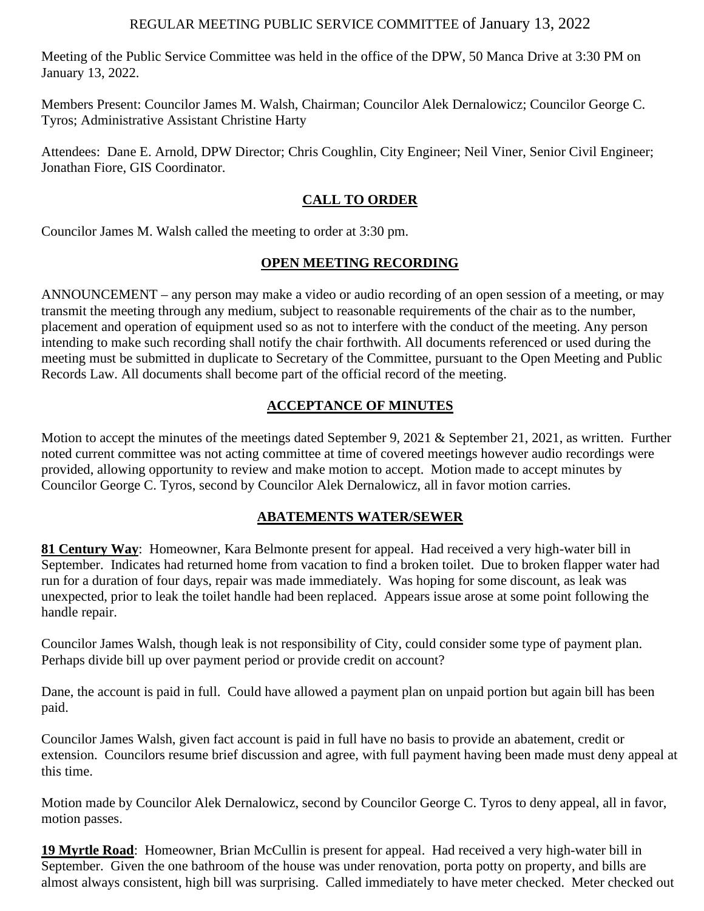# REGULAR MEETING PUBLIC SERVICE COMMITTEE of January 13, 2022

Meeting of the Public Service Committee was held in the office of the DPW, 50 Manca Drive at 3:30 PM on January 13, 2022.

Members Present: Councilor James M. Walsh, Chairman; Councilor Alek Dernalowicz; Councilor George C. Tyros; Administrative Assistant Christine Harty

Attendees: Dane E. Arnold, DPW Director; Chris Coughlin, City Engineer; Neil Viner, Senior Civil Engineer; Jonathan Fiore, GIS Coordinator.

## CALL TO ORDER

Councilor James M. Walsh called the meeting to order at 3:30 pm.

## OPEN MEETING RECORDING

ANNOUNCEMENT – any person may make a video or audio recording of an open session of a meeting, or may transmit the meeting through any medium, subject to reasonable requirements of the chair as to the number, placement and operation of equipment used so as not to interfere with the conduct of the meeting. Any person intending to make such recording shall notify the chair forthwith. All documents referenced or used during the meeting must be submitted in duplicate to Secretary of the Committee, pursuant to the Open Meeting and Public Records Law. All documents shall become part of the official record of the meeting.

## ACCEPTANCE OF MINUTES

Motion to accept the minutes of the meetings dated September 9, 2021 & September 21, 2021, as written. Further noted current committee was not acting committee at time of covered meetings however audio recordings were provided, allowing opportunity to review and make motion to accept. Motion made to accept minutes by Councilor George C. Tyros, second by Councilor Alek Dernalowicz, all in favor motion carries.

## ABATEMENTS WATER/SEWER

**81 Century Way**: Homeowner, Kara Belmonte present for appeal. Had received a very high-water bill in September. Indicates had returned home from vacation to find a broken toilet. Due to broken flapper water had run for a duration of four days, repair was made immediately. Was hoping for some discount, as leak was unexpected, prior to leak the toilet handle had been replaced. Appears issue arose at some point following the handle repair.

Councilor James Walsh, though leak is not responsibility of City, could consider some type of payment plan. Perhaps divide bill up over payment period or provide credit on account?

Dane, the account is paid in full. Could have allowed a payment plan on unpaid portion but again bill has been paid.

Councilor James Walsh, given fact account is paid in full have no basis to provide an abatement, credit or extension. Councilors resume brief discussion and agree, with full payment having been made must deny appeal at this time.

Motion made by Councilor Alek Dernalowicz, second by Councilor George C. Tyros to deny appeal, all in favor, motion passes.

**19 Myrtle Road**: Homeowner, Brian McCullin is present for appeal. Had received a very high-water bill in September. Given the one bathroom of the house was under renovation, porta potty on property, and bills are almost always consistent, high bill was surprising. Called immediately to have meter checked. Meter checked out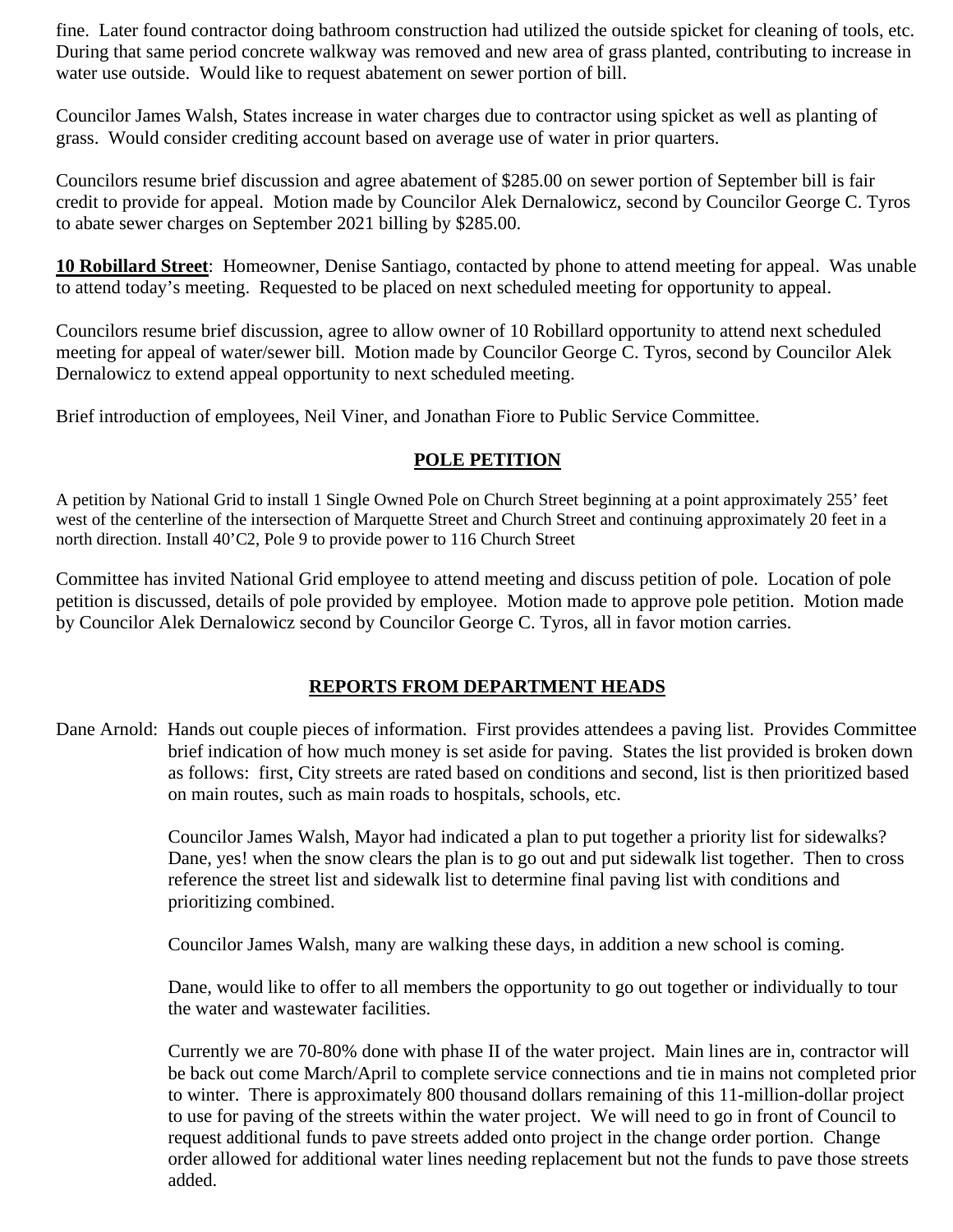fine. Later found contractor doing bathroom construction had utilized the outside spicket for cleaning of tools, etc. During that same period concrete walkway was removed and new area of grass planted, contributing to increase in water use outside. Would like to request abatement on sewer portion of bill.

Councilor James Walsh, States increase in water charges due to contractor using spicket as well as planting of grass. Would consider crediting account based on average use of water in prior quarters.

Councilors resume brief discussion and agree abatement of $285.00 on sewer portion of September bill is fair credit to provide for appeal. Motion made by Councilor Alek Dernalowicz, second by Councilor George C. Tyros to abate sewer charges on September 2021 billing by $285.00.

**10 Robillard Street**: Homeowner, Denise Santiago, contacted by phone to attend meeting for appeal. Was unable to attend today's meeting. Requested to be placed on next scheduled meeting for opportunity to appeal.

Councilors resume brief discussion, agree to allow owner of 10 Robillard opportunity to attend next scheduled meeting for appeal of water/sewer bill. Motion made by Councilor George C. Tyros, second by Councilor Alek Dernalowicz to extend appeal opportunity to next scheduled meeting.

Brief introduction of employees, Neil Viner, and Jonathan Fiore to Public Service Committee.

## POLE PETITION

A petition by National Grid to install 1 Single Owned Pole on Church Street beginning at a point approximately 255' feet west of the centerline of the intersection of Marquette Street and Church Street and continuing approximately 20 feet in a north direction. Install 40'C2, Pole 9 to provide power to 116 Church Street

Committee has invited National Grid employee to attend meeting and discuss petition of pole. Location of pole petition is discussed, details of pole provided by employee. Motion made to approve pole petition. Motion made by Councilor Alek Dernalowicz second by Councilor George C. Tyros, all in favor motion carries.

## REPORTS FROM DEPARTMENT HEADS

Dane Arnold: Hands out couple pieces of information. First provides attendees a paving list. Provides Committee brief indication of how much money is set aside for paving. States the list provided is broken down as follows: first, City streets are rated based on conditions and second, list is then prioritized based on main routes, such as main roads to hospitals, schools, etc.

Councilor James Walsh, Mayor had indicated a plan to put together a priority list for sidewalks? Dane, yes! when the snow clears the plan is to go out and put sidewalk list together. Then to cross reference the street list and sidewalk list to determine final paving list with conditions and prioritizing combined.

Councilor James Walsh, many are walking these days, in addition a new school is coming.

Dane, would like to offer to all members the opportunity to go out together or individually to tour the water and wastewater facilities.

Currently we are 70-80% done with phase II of the water project. Main lines are in, contractor will be back out come March/April to complete service connections and tie in mains not completed prior to winter. There is approximately 800 thousand dollars remaining of this 11-million-dollar project to use for paving of the streets within the water project. We will need to go in front of Council to request additional funds to pave streets added onto project in the change order portion. Change order allowed for additional water lines needing replacement but not the funds to pave those streets added.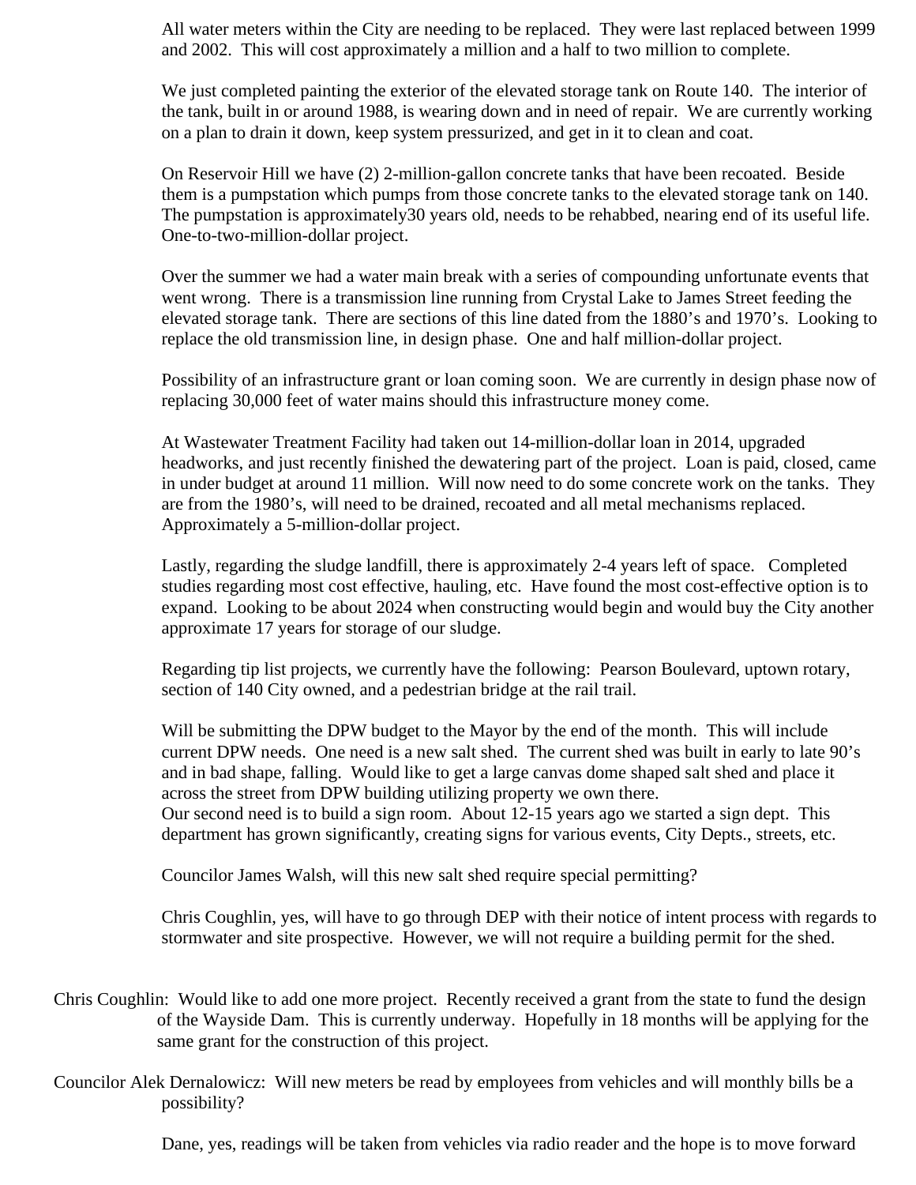All water meters within the City are needing to be replaced. They were last replaced between 1999 and 2002. This will cost approximately a million and a half to two million to complete.

We just completed painting the exterior of the elevated storage tank on Route 140. The interior of the tank, built in or around 1988, is wearing down and in need of repair. We are currently working on a plan to drain it down, keep system pressurized, and get in it to clean and coat.

On Reservoir Hill we have (2) 2-million-gallon concrete tanks that have been recoated. Beside them is a pumpstation which pumps from those concrete tanks to the elevated storage tank on 140. The pumpstation is approximately30 years old, needs to be rehabbed, nearing end of its useful life. One-to-two-million-dollar project.

Over the summer we had a water main break with a series of compounding unfortunate events that went wrong. There is a transmission line running from Crystal Lake to James Street feeding the elevated storage tank. There are sections of this line dated from the 1880's and 1970's. Looking to replace the old transmission line, in design phase. One and half million-dollar project.

Possibility of an infrastructure grant or loan coming soon. We are currently in design phase now of replacing 30,000 feet of water mains should this infrastructure money come.

At Wastewater Treatment Facility had taken out 14-million-dollar loan in 2014, upgraded headworks, and just recently finished the dewatering part of the project. Loan is paid, closed, came in under budget at around 11 million. Will now need to do some concrete work on the tanks. They are from the 1980's, will need to be drained, recoated and all metal mechanisms replaced. Approximately a 5-million-dollar project.

Lastly, regarding the sludge landfill, there is approximately 2-4 years left of space. Completed studies regarding most cost effective, hauling, etc. Have found the most cost-effective option is to expand. Looking to be about 2024 when constructing would begin and would buy the City another approximate 17 years for storage of our sludge.

Regarding tip list projects, we currently have the following: Pearson Boulevard, uptown rotary, section of 140 City owned, and a pedestrian bridge at the rail trail.

Will be submitting the DPW budget to the Mayor by the end of the month. This will include current DPW needs. One need is a new salt shed. The current shed was built in early to late 90's and in bad shape, falling. Would like to get a large canvas dome shaped salt shed and place it across the street from DPW building utilizing property we own there.
Our second need is to build a sign room. About 12-15 years ago we started a sign dept. This department has grown significantly, creating signs for various events, City Depts., streets, etc.

Councilor James Walsh, will this new salt shed require special permitting?

Chris Coughlin, yes, will have to go through DEP with their notice of intent process with regards to stormwater and site prospective. However, we will not require a building permit for the shed.

Chris Coughlin: Would like to add one more project. Recently received a grant from the state to fund the design of the Wayside Dam. This is currently underway. Hopefully in 18 months will be applying for the same grant for the construction of this project.

Councilor Alek Dernalowicz: Will new meters be read by employees from vehicles and will monthly bills be a possibility?

Dane, yes, readings will be taken from vehicles via radio reader and the hope is to move forward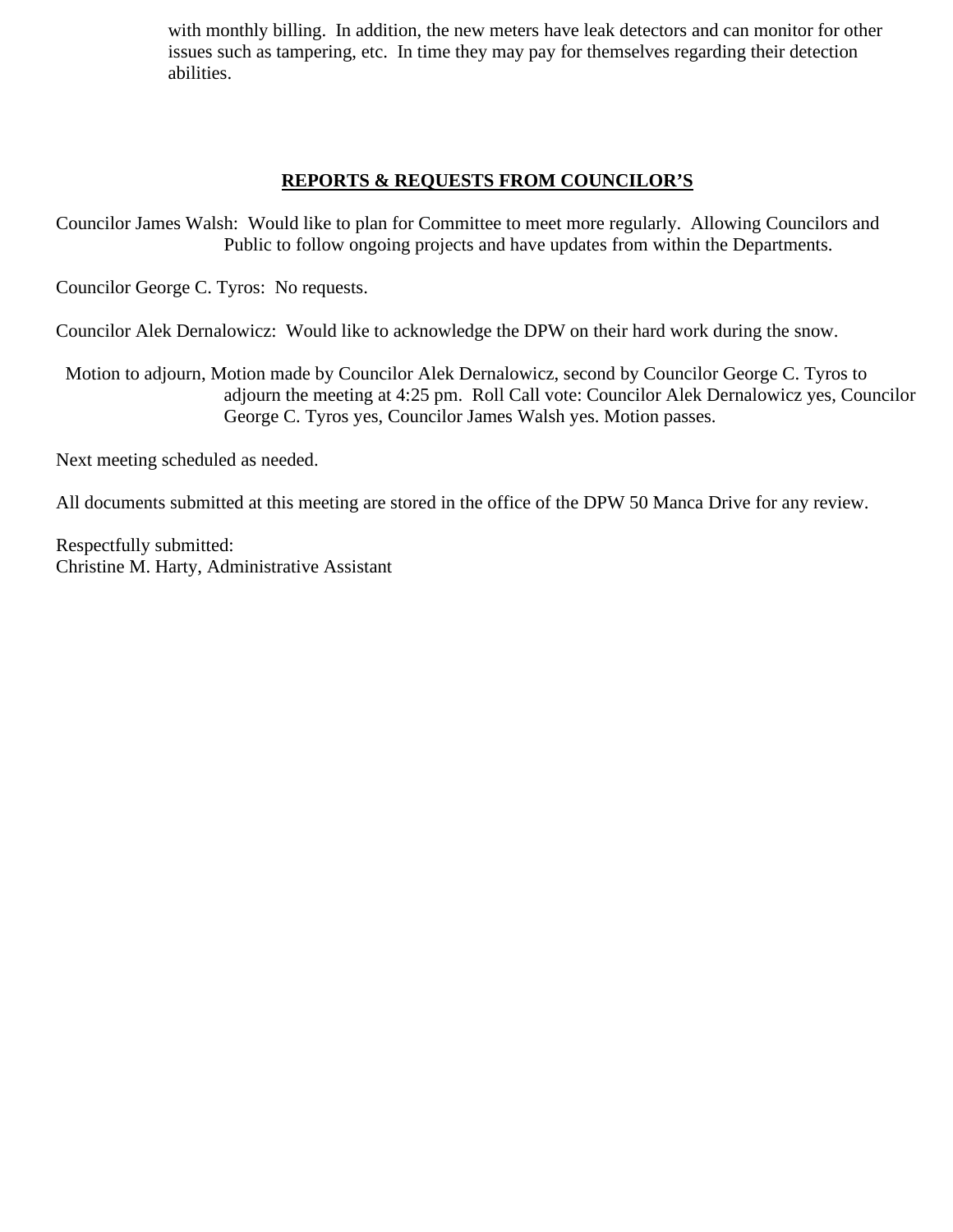with monthly billing. In addition, the new meters have leak detectors and can monitor for other issues such as tampering, etc. In time they may pay for themselves regarding their detection abilities.

## REPORTS & REQUESTS FROM COUNCILOR'S

Councilor James Walsh: Would like to plan for Committee to meet more regularly. Allowing Councilors and Public to follow ongoing projects and have updates from within the Departments.

Councilor George C. Tyros: No requests.

Councilor Alek Dernalowicz: Would like to acknowledge the DPW on their hard work during the snow.

Motion to adjourn, Motion made by Councilor Alek Dernalowicz, second by Councilor George C. Tyros to adjourn the meeting at 4:25 pm. Roll Call vote: Councilor Alek Dernalowicz yes, Councilor George C. Tyros yes, Councilor James Walsh yes. Motion passes.

Next meeting scheduled as needed.

All documents submitted at this meeting are stored in the office of the DPW 50 Manca Drive for any review.

Respectfully submitted:
Christine M. Harty, Administrative Assistant